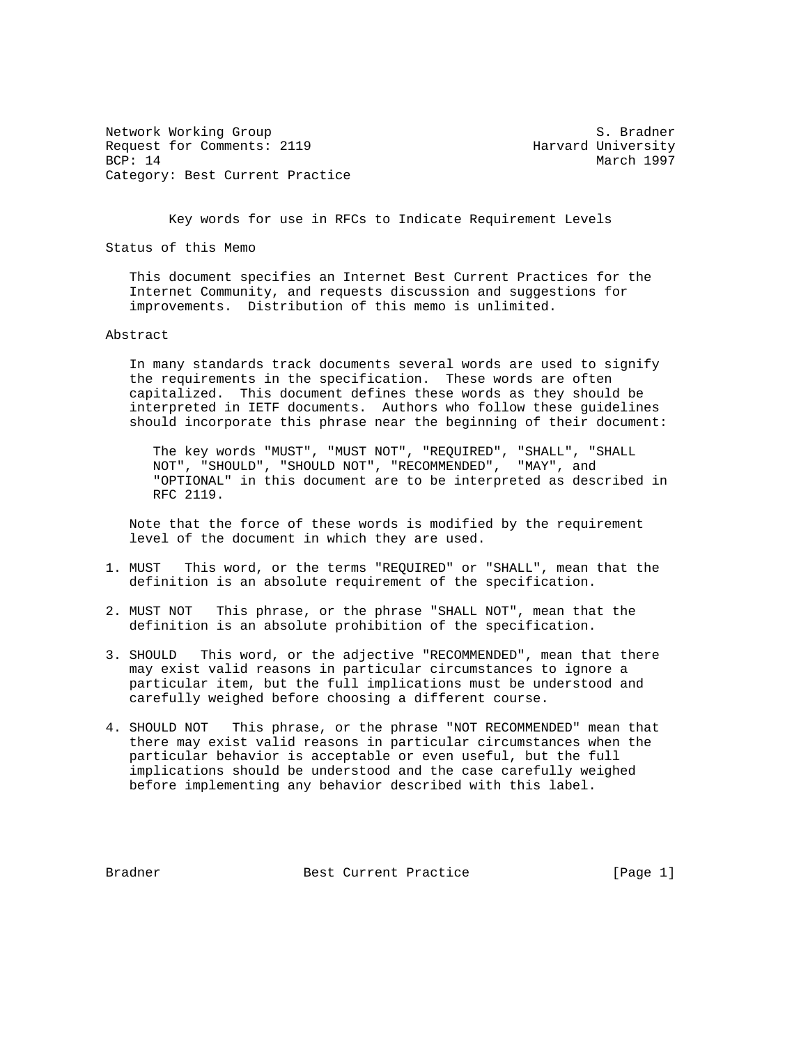Network Working Group S. Bradner
Request for Comments: 2119 Harvard University
BCP: 14 March 1997
Category: Best Current Practice

# Key words for use in RFCs to Indicate Requirement Levels

## Status of this Memo

This document specifies an Internet Best Current Practices for the Internet Community, and requests discussion and suggestions for improvements. Distribution of this memo is unlimited.

## Abstract

In many standards track documents several words are used to signify the requirements in the specification. These words are often capitalized. This document defines these words as they should be interpreted in IETF documents. Authors who follow these guidelines should incorporate this phrase near the beginning of their document:

> The key words "MUST", "MUST NOT", "REQUIRED", "SHALL", "SHALL NOT", "SHOULD", "SHOULD NOT", "RECOMMENDED", "MAY", and "OPTIONAL" in this document are to be interpreted as described in RFC 2119.

Note that the force of these words is modified by the requirement level of the document in which they are used.

1. MUST This word, or the terms "REQUIRED" or "SHALL", mean that the definition is an absolute requirement of the specification.

2. MUST NOT This phrase, or the phrase "SHALL NOT", mean that the definition is an absolute prohibition of the specification.

3. SHOULD This word, or the adjective "RECOMMENDED", mean that there may exist valid reasons in particular circumstances to ignore a particular item, but the full implications must be understood and carefully weighed before choosing a different course.

4. SHOULD NOT This phrase, or the phrase "NOT RECOMMENDED" mean that there may exist valid reasons in particular circumstances when the particular behavior is acceptable or even useful, but the full implications should be understood and the case carefully weighed before implementing any behavior described with this label.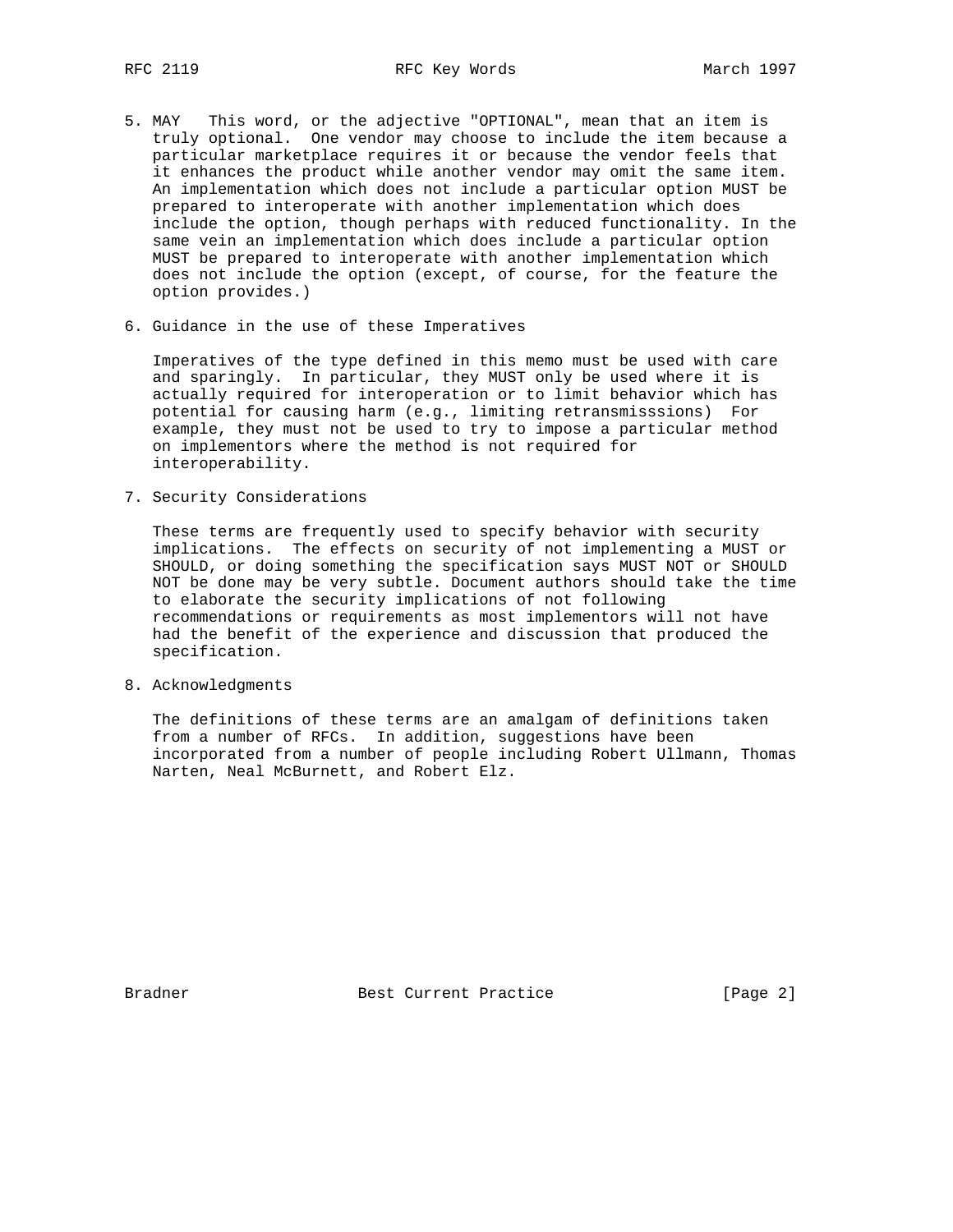5. MAY This word, or the adjective "OPTIONAL", mean that an item is truly optional. One vendor may choose to include the item because a particular marketplace requires it or because the vendor feels that it enhances the product while another vendor may omit the same item. An implementation which does not include a particular option MUST be prepared to interoperate with another implementation which does include the option, though perhaps with reduced functionality. In the same vein an implementation which does include a particular option MUST be prepared to interoperate with another implementation which does not include the option (except, of course, for the feature the option provides.)

## 6. Guidance in the use of these Imperatives

Imperatives of the type defined in this memo must be used with care and sparingly. In particular, they MUST only be used where it is actually required for interoperation or to limit behavior which has potential for causing harm (e.g., limiting retransmisssions) For example, they must not be used to try to impose a particular method on implementors where the method is not required for interoperability.

## 7. Security Considerations

These terms are frequently used to specify behavior with security implications. The effects on security of not implementing a MUST or SHOULD, or doing something the specification says MUST NOT or SHOULD NOT be done may be very subtle. Document authors should take the time to elaborate the security implications of not following recommendations or requirements as most implementors will not have had the benefit of the experience and discussion that produced the specification.

## 8. Acknowledgments

The definitions of these terms are an amalgam of definitions taken from a number of RFCs. In addition, suggestions have been incorporated from a number of people including Robert Ullmann, Thomas Narten, Neal McBurnett, and Robert Elz.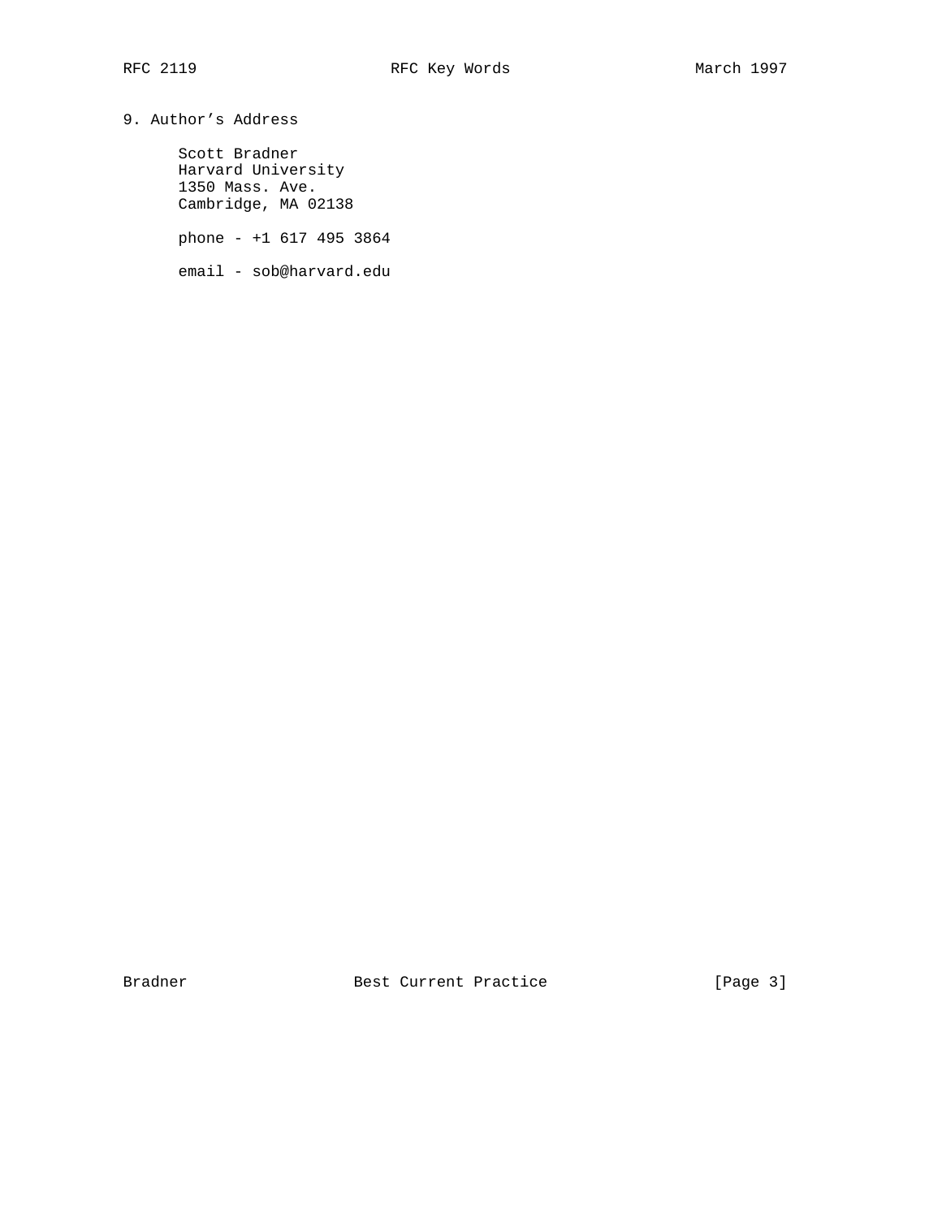## 9. Author's Address

Scott Bradner
Harvard University
1350 Mass. Ave.
Cambridge, MA 02138

phone - +1 617 495 3864

email - sob@harvard.edu